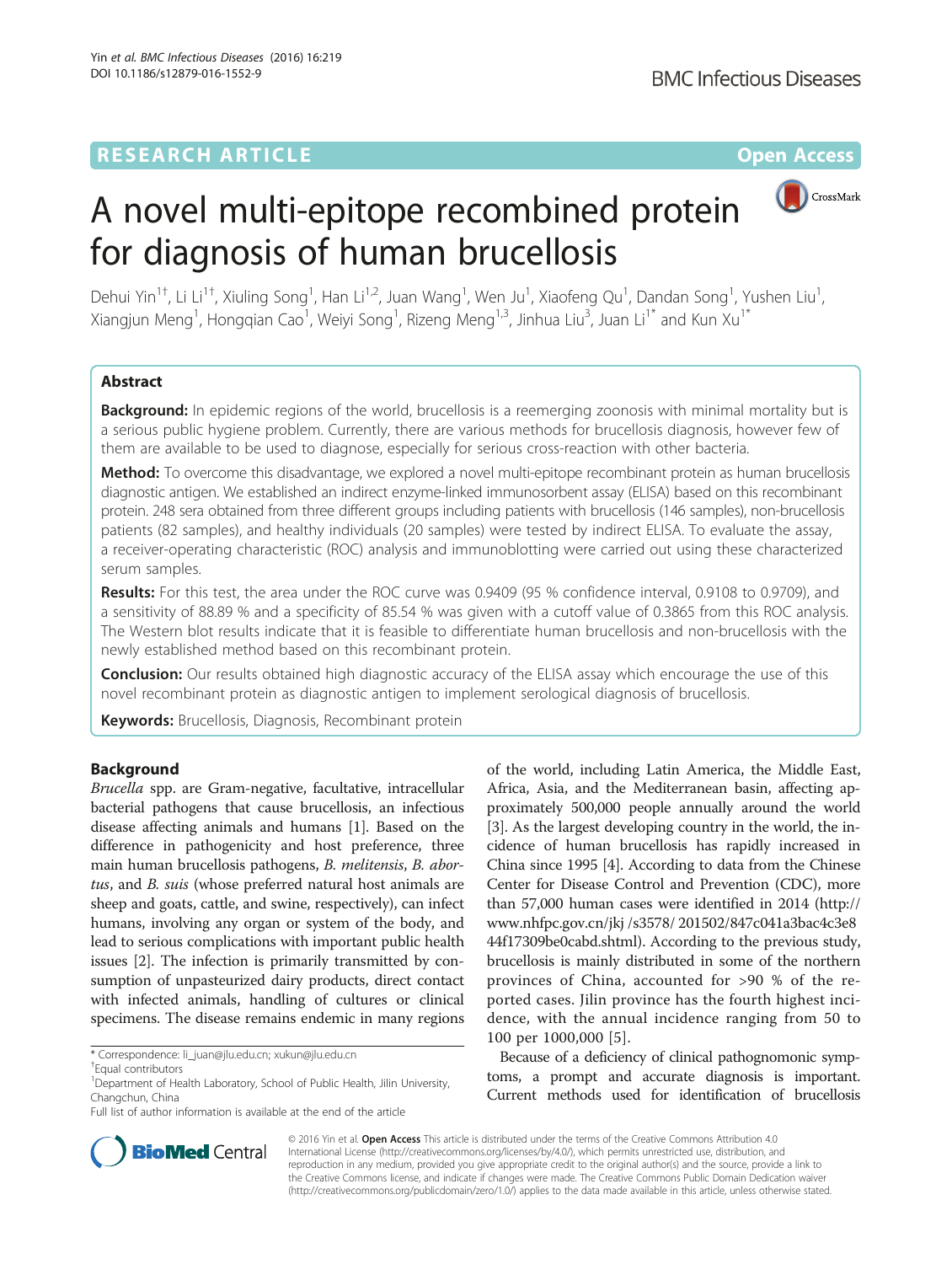RESEARCH ARTICLE

Open Access

# A novel multi-epitope recombined protein for diagnosis of human brucellosis

Dehui Yin[1†], Li Li[1†], Xiuling Song[1], Han Li[1,2], Juan Wang[1], Wen Ju[1], Xiaofeng Qu[1], Dandan Song[1], Yushen Liu[1], Xiangjun Meng[1], Hongqian Cao[1], Weiyi Song[1], Rizeng Meng[1,3], Jinhua Liu[3], Juan Li[1*] and Kun Xu[1*]

## Abstract

**Background:** In epidemic regions of the world, brucellosis is a reemerging zoonosis with minimal mortality but is a serious public hygiene problem. Currently, there are various methods for brucellosis diagnosis, however few of them are available to be used to diagnose, especially for serious cross-reaction with other bacteria.

**Method:** To overcome this disadvantage, we explored a novel multi-epitope recombinant protein as human brucellosis diagnostic antigen. We established an indirect enzyme-linked immunosorbent assay (ELISA) based on this recombinant protein. 248 sera obtained from three different groups including patients with brucellosis (146 samples), non-brucellosis patients (82 samples), and healthy individuals (20 samples) were tested by indirect ELISA. To evaluate the assay, a receiver-operating characteristic (ROC) analysis and immunoblotting were carried out using these characterized serum samples.

**Results:** For this test, the area under the ROC curve was 0.9409 (95 % confidence interval, 0.9108 to 0.9709), and a sensitivity of 88.89 % and a specificity of 85.54 % was given with a cutoff value of 0.3865 from this ROC analysis. The Western blot results indicate that it is feasible to differentiate human brucellosis and non-brucellosis with the newly established method based on this recombinant protein.

**Conclusion:** Our results obtained high diagnostic accuracy of the ELISA assay which encourage the use of this novel recombinant protein as diagnostic antigen to implement serological diagnosis of brucellosis.

**Keywords:** Brucellosis, Diagnosis, Recombinant protein

## Background

*Brucella* spp. are Gram-negative, facultative, intracellular bacterial pathogens that cause brucellosis, an infectious disease affecting animals and humans [1]. Based on the difference in pathogenicity and host preference, three main human brucellosis pathogens, *B. melitensis*, *B. abortus*, and *B. suis* (whose preferred natural host animals are sheep and goats, cattle, and swine, respectively), can infect humans, involving any organ or system of the body, and lead to serious complications with important public health issues [2]. The infection is primarily transmitted by consumption of unpasteurized dairy products, direct contact with infected animals, handling of cultures or clinical specimens. The disease remains endemic in many regions of the world, including Latin America, the Middle East, Africa, Asia, and the Mediterranean basin, affecting approximately 500,000 people annually around the world [3]. As the largest developing country in the world, the incidence of human brucellosis has rapidly increased in China since 1995 [4]. According to data from the Chinese Center for Disease Control and Prevention (CDC), more than 57,000 human cases were identified in 2014 (http://www.nhfpc.gov.cn/jkj /s3578/ 201502/847c041a3bac4c3e844f17309be0cabd.shtml). According to the previous study, brucellosis is mainly distributed in some of the northern provinces of China, accounted for >90 % of the reported cases. Jilin province has the fourth highest incidence, with the annual incidence ranging from 50 to 100 per 1000,000 [5].

Because of a deficiency of clinical pathognomonic symptoms, a prompt and accurate diagnosis is important. Current methods used for identification of brucellosis

\* Correspondence: li_juan@jlu.edu.cn; xukun@jlu.edu.cn

†Equal contributors

[1]Department of Health Laboratory, School of Public Health, Jilin University, Changchun, China

Full list of author information is available at the end of the article

© 2016 Yin et al. **Open Access** This article is distributed under the terms of the Creative Commons Attribution 4.0 International License (http://creativecommons.org/licenses/by/4.0/), which permits unrestricted use, distribution, and reproduction in any medium, provided you give appropriate credit to the original author(s) and the source, provide a link to the Creative Commons license, and indicate if changes were made. The Creative Commons Public Domain Dedication waiver (http://creativecommons.org/publicdomain/zero/1.0/) applies to the data made available in this article, unless otherwise stated.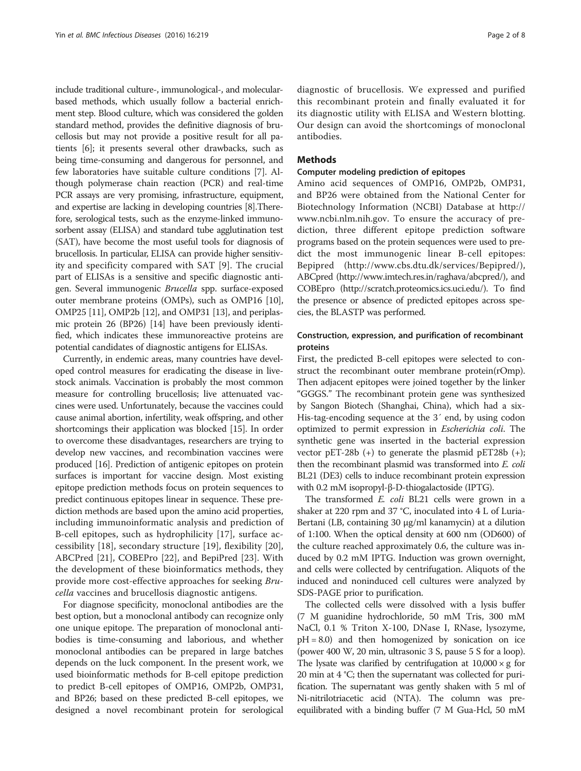include traditional culture-, immunological-, and molecular-based methods, which usually follow a bacterial enrichment step. Blood culture, which was considered the golden standard method, provides the definitive diagnosis of brucellosis but may not provide a positive result for all patients [6]; it presents several other drawbacks, such as being time-consuming and dangerous for personnel, and few laboratories have suitable culture conditions [7]. Although polymerase chain reaction (PCR) and real-time PCR assays are very promising, infrastructure, equipment, and expertise are lacking in developing countries [8].Therefore, serological tests, such as the enzyme-linked immunosorbent assay (ELISA) and standard tube agglutination test (SAT), have become the most useful tools for diagnosis of brucellosis. In particular, ELISA can provide higher sensitivity and specificity compared with SAT [9]. The crucial part of ELISAs is a sensitive and specific diagnostic antigen. Several immunogenic *Brucella* spp. surface-exposed outer membrane proteins (OMPs), such as OMP16 [10], OMP25 [11], OMP2b [12], and OMP31 [13], and periplasmic protein 26 (BP26) [14] have been previously identified, which indicates these immunoreactive proteins are potential candidates of diagnostic antigens for ELISAs.

Currently, in endemic areas, many countries have developed control measures for eradicating the disease in livestock animals. Vaccination is probably the most common measure for controlling brucellosis; live attenuated vaccines were used. Unfortunately, because the vaccines could cause animal abortion, infertility, weak offspring, and other shortcomings their application was blocked [15]. In order to overcome these disadvantages, researchers are trying to develop new vaccines, and recombination vaccines were produced [16]. Prediction of antigenic epitopes on protein surfaces is important for vaccine design. Most existing epitope prediction methods focus on protein sequences to predict continuous epitopes linear in sequence. These prediction methods are based upon the amino acid properties, including immunoinformatic analysis and prediction of B-cell epitopes, such as hydrophilicity [17], surface accessibility [18], secondary structure [19], flexibility [20], ABCPred [21], COBEPro [22], and BepiPred [23]. With the development of these bioinformatics methods, they provide more cost-effective approaches for seeking *Brucella* vaccines and brucellosis diagnostic antigens.

For diagnose specificity, monoclonal antibodies are the best option, but a monoclonal antibody can recognize only one unique epitope. The preparation of monoclonal antibodies is time-consuming and laborious, and whether monoclonal antibodies can be prepared in large batches depends on the luck component. In the present work, we used bioinformatic methods for B-cell epitope prediction to predict B-cell epitopes of OMP16, OMP2b, OMP31, and BP26; based on these predicted B-cell epitopes, we designed a novel recombinant protein for serological diagnostic of brucellosis. We expressed and purified this recombinant protein and finally evaluated it for its diagnostic utility with ELISA and Western blotting. Our design can avoid the shortcomings of monoclonal antibodies.

## Methods

### Computer modeling prediction of epitopes

Amino acid sequences of OMP16, OMP2b, OMP31, and BP26 were obtained from the National Center for Biotechnology Information (NCBI) Database at http://www.ncbi.nlm.nih.gov. To ensure the accuracy of prediction, three different epitope prediction software programs based on the protein sequences were used to predict the most immunogenic linear B-cell epitopes: Bepipred (http://www.cbs.dtu.dk/services/Bepipred/), ABCpred (http://www.imtech.res.in/raghava/abcpred/), and COBEpro (http://scratch.proteomics.ics.uci.edu/). To find the presence or absence of predicted epitopes across species, the BLASTP was performed.

### Construction, expression, and purification of recombinant proteins

First, the predicted B-cell epitopes were selected to construct the recombinant outer membrane protein(rOmp). Then adjacent epitopes were joined together by the linker "GGGS." The recombinant protein gene was synthesized by Sangon Biotech (Shanghai, China), which had a six-His-tag-encoding sequence at the 3′ end, by using codon optimized to permit expression in *Escherichia coli*. The synthetic gene was inserted in the bacterial expression vector pET-28b (+) to generate the plasmid pET28b (+); then the recombinant plasmid was transformed into *E. coli* BL21 (DE3) cells to induce recombinant protein expression with 0.2 mM isopropyl-β-D-thiogalactoside (IPTG).

The transformed *E. coli* BL21 cells were grown in a shaker at 220 rpm and 37 °C, inoculated into 4 L of Luria-Bertani (LB, containing 30 μg/ml kanamycin) at a dilution of 1:100. When the optical density at 600 nm (OD600) of the culture reached approximately 0.6, the culture was induced by 0.2 mM IPTG. Induction was grown overnight, and cells were collected by centrifugation. Aliquots of the induced and noninduced cell cultures were analyzed by SDS-PAGE prior to purification.

The collected cells were dissolved with a lysis buffer (7 M guanidine hydrochloride, 50 mM Tris, 300 mM NaCl, 0.1 % Triton X-100, DNase I, RNase, lysozyme, pH = 8.0) and then homogenized by sonication on ice (power 400 W, 20 min, ultrasonic 3 S, pause 5 S for a loop). The lysate was clarified by centrifugation at 10,000 × g for 20 min at 4 °C; then the supernatant was collected for purification. The supernatant was gently shaken with 5 ml of Ni-nitrilotriacetic acid (NTA). The column was pre-equilibrated with a binding buffer (7 M Gua-Hcl, 50 mM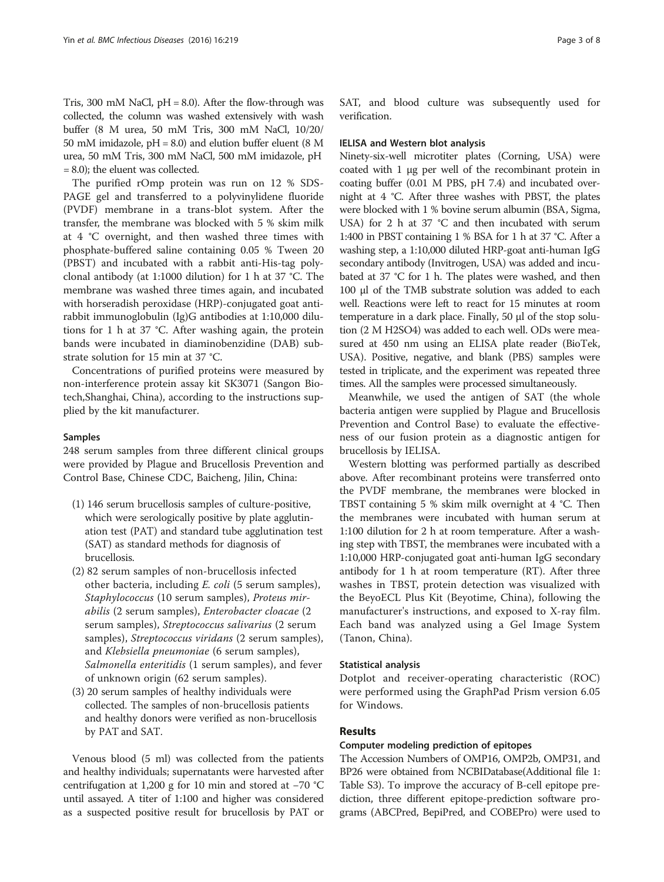Tris, 300 mM NaCl, pH = 8.0). After the flow-through was collected, the column was washed extensively with wash buffer (8 M urea, 50 mM Tris, 300 mM NaCl, 10/20/50 mM imidazole, pH = 8.0) and elution buffer eluent (8 M urea, 50 mM Tris, 300 mM NaCl, 500 mM imidazole, pH = 8.0); the eluent was collected.

The purified rOmp protein was run on 12 % SDS-PAGE gel and transferred to a polyvinylidene fluoride (PVDF) membrane in a trans-blot system. After the transfer, the membrane was blocked with 5 % skim milk at 4 °C overnight, and then washed three times with phosphate-buffered saline containing 0.05 % Tween 20 (PBST) and incubated with a rabbit anti-His-tag polyclonal antibody (at 1:1000 dilution) for 1 h at 37 °C. The membrane was washed three times again, and incubated with horseradish peroxidase (HRP)-conjugated goat anti-rabbit immunoglobulin (Ig)G antibodies at 1:10,000 dilutions for 1 h at 37 °C. After washing again, the protein bands were incubated in diaminobenzidine (DAB) substrate solution for 15 min at 37 °C.

Concentrations of purified proteins were measured by non-interference protein assay kit SK3071 (Sangon Biotech,Shanghai, China), according to the instructions supplied by the kit manufacturer.

### Samples

248 serum samples from three different clinical groups were provided by Plague and Brucellosis Prevention and Control Base, Chinese CDC, Baicheng, Jilin, China:

1. 146 serum brucellosis samples of culture-positive, which were serologically positive by plate agglutination test (PAT) and standard tube agglutination test (SAT) as standard methods for diagnosis of brucellosis.
2. 82 serum samples of non-brucellosis infected other bacteria, including *E. coli* (5 serum samples), *Staphylococcus* (10 serum samples), *Proteus mirabilis* (2 serum samples), *Enterobacter cloacae* (2 serum samples), *Streptococcus salivarius* (2 serum samples), *Streptococcus viridans* (2 serum samples), and *Klebsiella pneumoniae* (6 serum samples), *Salmonella enteritidis* (1 serum samples), and fever of unknown origin (62 serum samples).
3. 20 serum samples of healthy individuals were collected. The samples of non-brucellosis patients and healthy donors were verified as non-brucellosis by PAT and SAT.

Venous blood (5 ml) was collected from the patients and healthy individuals; supernatants were harvested after centrifugation at 1,200 g for 10 min and stored at −70 °C until assayed. A titer of 1:100 and higher was considered as a suspected positive result for brucellosis by PAT or SAT, and blood culture was subsequently used for verification.

### IELISA and Western blot analysis

Ninety-six-well microtiter plates (Corning, USA) were coated with 1 μg per well of the recombinant protein in coating buffer (0.01 M PBS, pH 7.4) and incubated overnight at 4 °C. After three washes with PBST, the plates were blocked with 1 % bovine serum albumin (BSA, Sigma, USA) for 2 h at 37 °C and then incubated with serum 1:400 in PBST containing 1 % BSA for 1 h at 37 °C. After a washing step, a 1:10,000 diluted HRP-goat anti-human IgG secondary antibody (Invitrogen, USA) was added and incubated at 37 °C for 1 h. The plates were washed, and then 100 μl of the TMB substrate solution was added to each well. Reactions were left to react for 15 minutes at room temperature in a dark place. Finally, 50 μl of the stop solution (2 M $H_2SO_4$) was added to each well. ODs were measured at 450 nm using an ELISA plate reader (BioTek, USA). Positive, negative, and blank (PBS) samples were tested in triplicate, and the experiment was repeated three times. All the samples were processed simultaneously.

Meanwhile, we used the antigen of SAT (the whole bacteria antigen were supplied by Plague and Brucellosis Prevention and Control Base) to evaluate the effectiveness of our fusion protein as a diagnostic antigen for brucellosis by IELISA.

Western blotting was performed partially as described above. After recombinant proteins were transferred onto the PVDF membrane, the membranes were blocked in TBST containing 5 % skim milk overnight at 4 °C. Then the membranes were incubated with human serum at 1:100 dilution for 2 h at room temperature. After a washing step with TBST, the membranes were incubated with a 1:10,000 HRP-conjugated goat anti-human IgG secondary antibody for 1 h at room temperature (RT). After three washes in TBST, protein detection was visualized with the BeyoECL Plus Kit (Beyotime, China), following the manufacturer's instructions, and exposed to X-ray film. Each band was analyzed using a Gel Image System (Tanon, China).

### Statistical analysis

Dotplot and receiver-operating characteristic (ROC) were performed using the GraphPad Prism version 6.05 for Windows.

## Results

### Computer modeling prediction of epitopes

The Accession Numbers of OMP16, OMP2b, OMP31, and BP26 were obtained from NCBIDatabase(Additional file 1: Table S3). To improve the accuracy of B-cell epitope prediction, three different epitope-prediction software programs (ABCPred, BepiPred, and COBEPro) were used to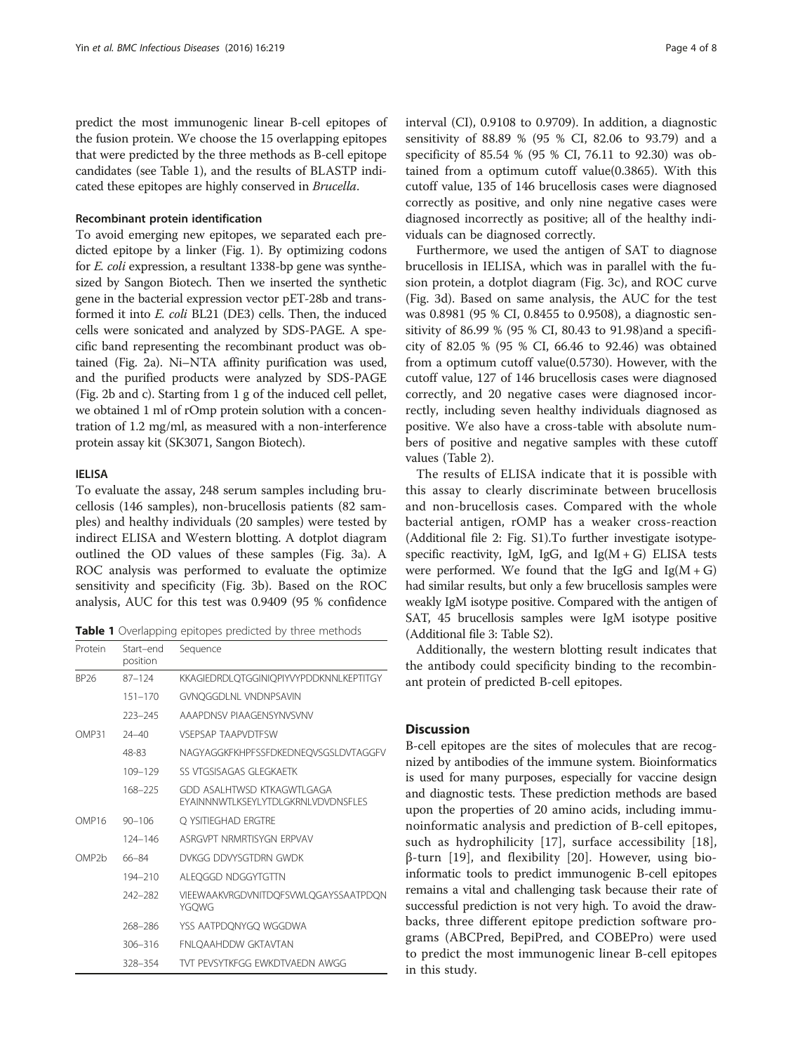predict the most immunogenic linear B-cell epitopes of the fusion protein. We choose the 15 overlapping epitopes that were predicted by the three methods as B-cell epitope candidates (see Table 1), and the results of BLASTP indicated these epitopes are highly conserved in *Brucella*.

#### Recombinant protein identification

To avoid emerging new epitopes, we separated each predicted epitope by a linker (Fig. 1). By optimizing codons for *E. coli* expression, a resultant 1338-bp gene was synthesized by Sangon Biotech. Then we inserted the synthetic gene in the bacterial expression vector pET-28b and transformed it into *E. coli* BL21 (DE3) cells. Then, the induced cells were sonicated and analyzed by SDS-PAGE. A specific band representing the recombinant product was obtained (Fig. 2a). Ni–NTA affinity purification was used, and the purified products were analyzed by SDS-PAGE (Fig. 2b and c). Starting from 1 g of the induced cell pellet, we obtained 1 ml of rOmp protein solution with a concentration of 1.2 mg/ml, as measured with a non-interference protein assay kit (SK3071, Sangon Biotech).

### IELISA

To evaluate the assay, 248 serum samples including brucellosis (146 samples), non-brucellosis patients (82 samples) and healthy individuals (20 samples) were tested by indirect ELISA and Western blotting. A dotplot diagram outlined the OD values of these samples (Fig. 3a). A ROC analysis was performed to evaluate the optimize sensitivity and specificity (Fig. 3b). Based on the ROC analysis, AUC for this test was 0.9409 (95 % confidence interval (CI), 0.9108 to 0.9709). In addition, a diagnostic sensitivity of 88.89 % (95 % CI, 82.06 to 93.79) and a specificity of 85.54 % (95 % CI, 76.11 to 92.30) was obtained from a optimum cutoff value(0.3865). With this cutoff value, 135 of 146 brucellosis cases were diagnosed correctly as positive, and only nine negative cases were diagnosed incorrectly as positive; all of the healthy individuals can be diagnosed correctly.

**Table 1** Overlapping epitopes predicted by three methods

| Protein | Start–end position | Sequence |
|---|---|---|
| BP26 | 87–124 | KKAGIEDRDLQTGGINIQPIYVYPDDKNNLKEPTITGY |
| | 151–170 | GVNQGGDLNL VNDNPSAVIN |
| | 223–245 | AAAPDNSV PIAAGENSYNVSVNV |
| OMP31 | 24–40 | VSEPSAP TAAPVDTFSW |
| | 48-83 | NAGYAGGKFKHPFSSFDKEDNEQVSGSLDVTAGGFV |
| | 109–129 | SS VTGSISAGAS GLEGKAETK |
| | 168–225 | GDD ASALHTWSD KTKAGWTLGAGA EYAINNNWTLKSEYLYTDLGKRNLVDVDNSFLES |
| OMP16 | 90–106 | Q YSITIEGHAD ERGTRE |
| | 124–146 | ASRGVPT NRMRTISYGN ERPVAV |
| OMP2b | 66–84 | DVKGG DDVYSGTDRN GWDK |
| | 194–210 | ALEQGGD NDGGYTGTTN |
| | 242–282 | VIEEWAAKVRGDVNITDQFSVWLQGAYSSAATPDQN YGQWG |
| | 268–286 | YSS AATPDQNYGQ WGGDWA |
| | 306–316 | FNLQAAHDDW GKTAVTAN |
| | 328–354 | TVT PEVSYTKFGG EWKDTVAEDN AWGG |

Furthermore, we used the antigen of SAT to diagnose brucellosis in IELISA, which was in parallel with the fusion protein, a dotplot diagram (Fig. 3c), and ROC curve (Fig. 3d). Based on same analysis, the AUC for the test was 0.8981 (95 % CI, 0.8455 to 0.9508), a diagnostic sensitivity of 86.99 % (95 % CI, 80.43 to 91.98)and a specificity of 82.05 % (95 % CI, 66.46 to 92.46) was obtained from a optimum cutoff value(0.5730). However, with the cutoff value, 127 of 146 brucellosis cases were diagnosed correctly, and 20 negative cases were diagnosed incorrectly, including seven healthy individuals diagnosed as positive. We also have a cross-table with absolute numbers of positive and negative samples with these cutoff values (Table 2).

The results of ELISA indicate that it is possible with this assay to clearly discriminate between brucellosis and non-brucellosis cases. Compared with the whole bacterial antigen, rOMP has a weaker cross-reaction (Additional file 2: Fig. S1).To further investigate isotype-specific reactivity, IgM, IgG, and Ig(M + G) ELISA tests were performed. We found that the IgG and Ig(M + G) had similar results, but only a few brucellosis samples were weakly IgM isotype positive. Compared with the antigen of SAT, 45 brucellosis samples were IgM isotype positive (Additional file 3: Table S2).

Additionally, the western blotting result indicates that the antibody could specificity binding to the recombinant protein of predicted B-cell epitopes.

## Discussion

B-cell epitopes are the sites of molecules that are recognized by antibodies of the immune system. Bioinformatics is used for many purposes, especially for vaccine design and diagnostic tests. These prediction methods are based upon the properties of 20 amino acids, including immunoinformatic analysis and prediction of B-cell epitopes, such as hydrophilicity [17], surface accessibility [18], β-turn [19], and flexibility [20]. However, using bioinformatic tools to predict immunogenic B-cell epitopes remains a vital and challenging task because their rate of successful prediction is not very high. To avoid the drawbacks, three different epitope prediction software programs (ABCPred, BepiPred, and COBEPro) were used to predict the most immunogenic linear B-cell epitopes in this study.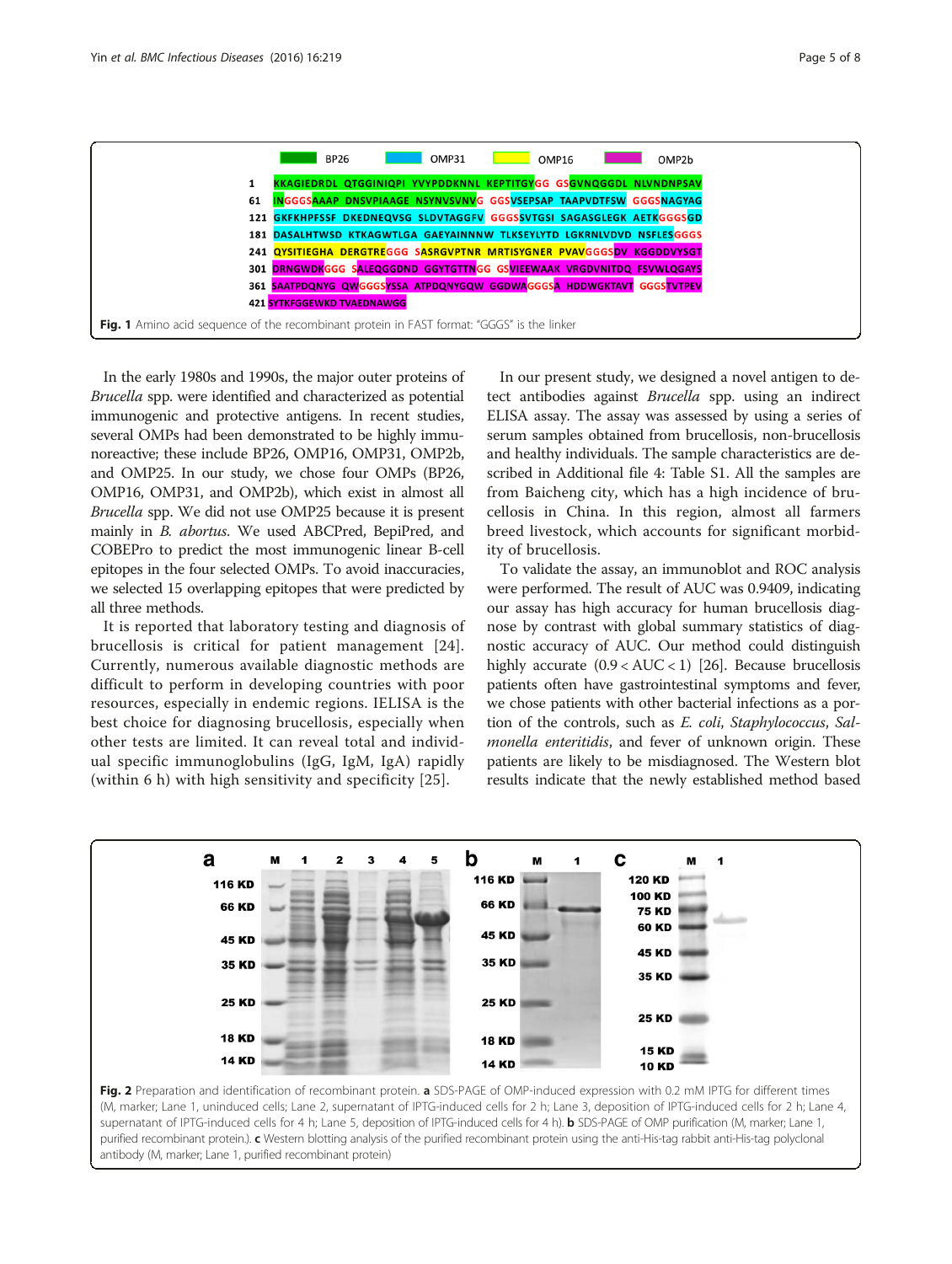| | BP26 | OMP31 | OMP16 | OMP2b |
|---|---|---|---|---|

```
1   KKAGIEDRDL QTGGINIQPI YYVPDDKNNL KEPTITGYGG GSGVNQGGDL NLVNDNPSAV
61  INGGGSAAAP DNSVPIAAGE NSYNVSVNVG GGSVSEPSAP TAAPVDTFSW GGGSNAGYAG
121 GKFKHPFSSF DKEDNEQVSG SLDVTAGGFV GGGSSVTGSI SAGASGLEGK AETKGGGSGD
181 DASALHTWSD KTKAGWTLGA GAEYAINNNW TLKSEYLYTD LGKRNLVDVD NSFLESGGGS
241 QYSITIEGHA DERGTREGGG SASRGVPTNR MRTISYGNER PVAVGGGSDV KGGDDVYSGT
301 DRNGWDKGGG SALEQGGDND GGYTGTTNGG GSVIEEWAAK VRGDVNITDQ FSVWLQGAYS
361 SAATPDQNYG QWGGGSYSSA ATPDQNYGQW GGDWAGGGSA HDDWGKTAVT GGGSTVTPEV
421 SYTKFGGEWKD TVAEDNAWGG
```

**Fig. 1** Amino acid sequence of the recombinant protein in FAST format: "GGGS" is the linker

In the early 1980s and 1990s, the major outer proteins of *Brucella* spp. were identified and characterized as potential immunogenic and protective antigens. In recent studies, several OMPs had been demonstrated to be highly immunoreactive; these include BP26, OMP16, OMP31, OMP2b, and OMP25. In our study, we chose four OMPs (BP26, OMP16, OMP31, and OMP2b), which exist in almost all *Brucella* spp. We did not use OMP25 because it is present mainly in *B. abortus*. We used ABCPred, BepiPred, and COBEPro to predict the most immunogenic linear B-cell epitopes in the four selected OMPs. To avoid inaccuracies, we selected 15 overlapping epitopes that were predicted by all three methods.

It is reported that laboratory testing and diagnosis of brucellosis is critical for patient management [24]. Currently, numerous available diagnostic methods are difficult to perform in developing countries with poor resources, especially in endemic regions. IELISA is the best choice for diagnosing brucellosis, especially when other tests are limited. It can reveal total and individual specific immunoglobulins (IgG, IgM, IgA) rapidly (within 6 h) with high sensitivity and specificity [25].

In our present study, we designed a novel antigen to detect antibodies against *Brucella* spp. using an indirect ELISA assay. The assay was assessed by using a series of serum samples obtained from brucellosis, non-brucellosis and healthy individuals. The sample characteristics are described in Additional file 4: Table S1. All the samples are from Baicheng city, which has a high incidence of brucellosis in China. In this region, almost all farmers breed livestock, which accounts for significant morbidity of brucellosis.

To validate the assay, an immunoblot and ROC analysis were performed. The result of AUC was 0.9409, indicating our assay has high accuracy for human brucellosis diagnose by contrast with global summary statistics of diagnostic accuracy of AUC. Our method could distinguish highly accurate ($0.9 < AUC < 1$) [26]. Because brucellosis patients often have gastrointestinal symptoms and fever, we chose patients with other bacterial infections as a portion of the controls, such as *E. coli*, *Staphylococcus*, *Salmonella enteritidis*, and fever of unknown origin. These patients are likely to be misdiagnosed. The Western blot results indicate that the newly established method based

**Fig. 2** Preparation and identification of recombinant protein. **a** SDS-PAGE of OMP-induced expression with 0.2 mM IPTG for different times (M, marker; Lane 1, uninduced cells; Lane 2, supernatant of IPTG-induced cells for 2 h; Lane 3, deposition of IPTG-induced cells for 2 h; Lane 4, supernatant of IPTG-induced cells for 4 h; Lane 5, deposition of IPTG-induced cells for 4 h). **b** SDS-PAGE of OMP purification (M, marker; Lane 1, purified recombinant protein.). **c** Western blotting analysis of the purified recombinant protein using the anti-His-tag rabbit anti-His-tag polyclonal antibody (M, marker; Lane 1, purified recombinant protein)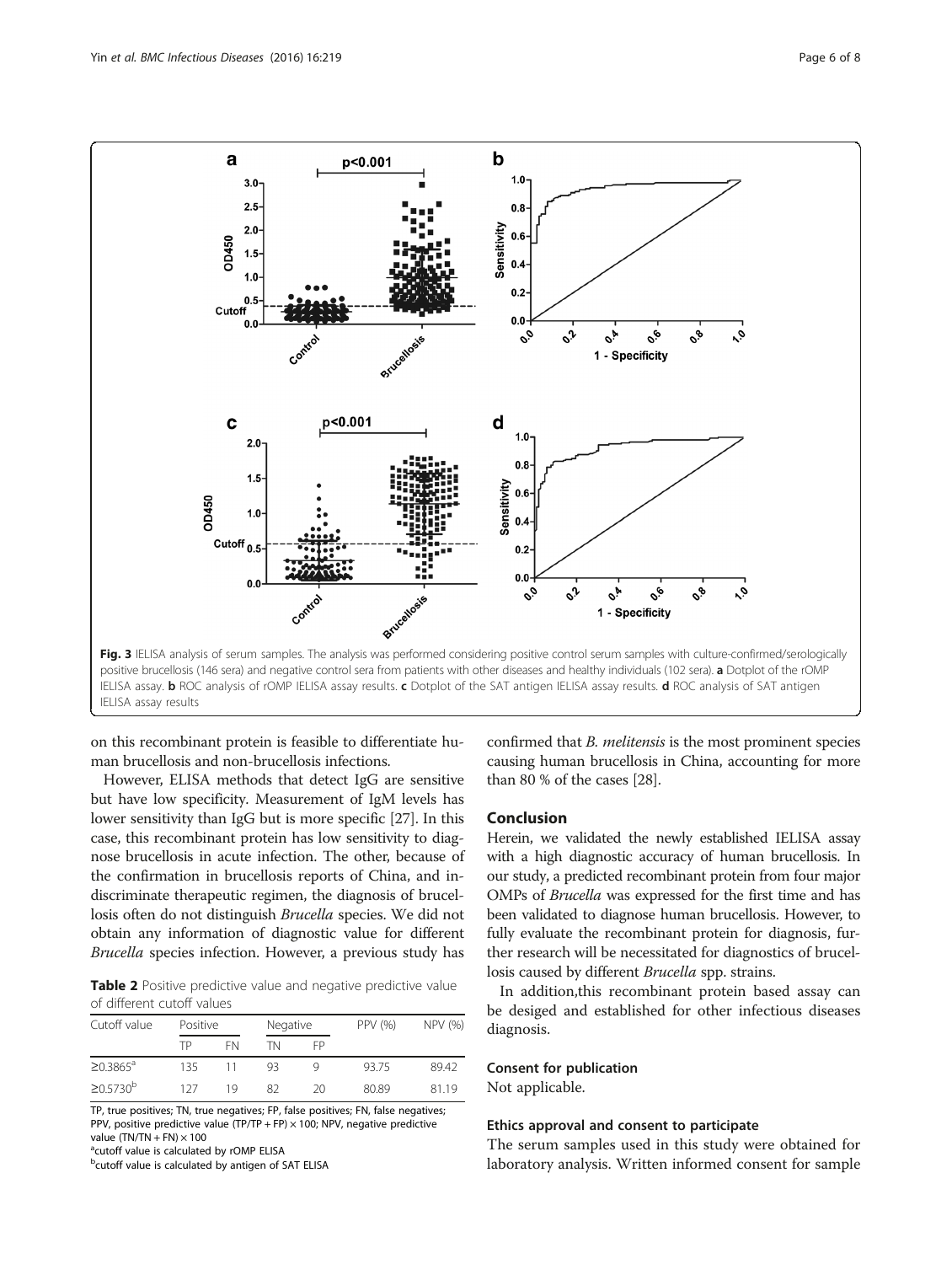Fig. 3 IELISA analysis of serum samples. The analysis was performed considering positive control serum samples with culture-confirmed/serologically positive brucellosis (146 sera) and negative control sera from patients with other diseases and healthy individuals (102 sera). **a** Dotplot of the rOMP IELISA assay. **b** ROC analysis of rOMP IELISA assay results. **c** Dotplot of the SAT antigen IELISA assay results. **d** ROC analysis of SAT antigen IELISA assay results

on this recombinant protein is feasible to differentiate human brucellosis and non-brucellosis infections.

However, ELISA methods that detect IgG are sensitive but have low specificity. Measurement of IgM levels has lower sensitivity than IgG but is more specific [27]. In this case, this recombinant protein has low sensitivity to diagnose brucellosis in acute infection. The other, because of the confirmation in brucellosis reports of China, and indiscriminate therapeutic regimen, the diagnosis of brucellosis often do not distinguish *Brucella* species. We did not obtain any information of diagnostic value for different *Brucella* species infection. However, a previous study has confirmed that *B. melitensis* is the most prominent species causing human brucellosis in China, accounting for more than 80 % of the cases [28].

**Table 2** Positive predictive value and negative predictive value of different cutoff values

| Cutoff value | Positive | | Negative | | PPV (%) | NPV (%) |
|---|---|---|---|---|---|---|
| | TP | FN | TN | FP | | |
| ≥0.3865[a] | 135 | 11 | 93 | 9 | 93.75 | 89.42 |
| ≥0.5730[b] | 127 | 19 | 82 | 20 | 80.89 | 81.19 |

TP, true positives; TN, true negatives; FP, false positives; FN, false negatives; PPV, positive predictive value (TP/TP + FP) × 100; NPV, negative predictive value (TN/TN + FN) × 100

[a]cutoff value is calculated by rOMP ELISA

[b]cutoff value is calculated by antigen of SAT ELISA

## Conclusion

Herein, we validated the newly established IELISA assay with a high diagnostic accuracy of human brucellosis. In our study, a predicted recombinant protein from four major OMPs of *Brucella* was expressed for the first time and has been validated to diagnose human brucellosis. However, to fully evaluate the recombinant protein for diagnosis, further research will be necessitated for diagnostics of brucellosis caused by different *Brucella* spp. strains.

In addition,this recombinant protein based assay can be desiged and established for other infectious diseases diagnosis.

### Consent for publication

Not applicable.

### Ethics approval and consent to participate

The serum samples used in this study were obtained for laboratory analysis. Written informed consent for sample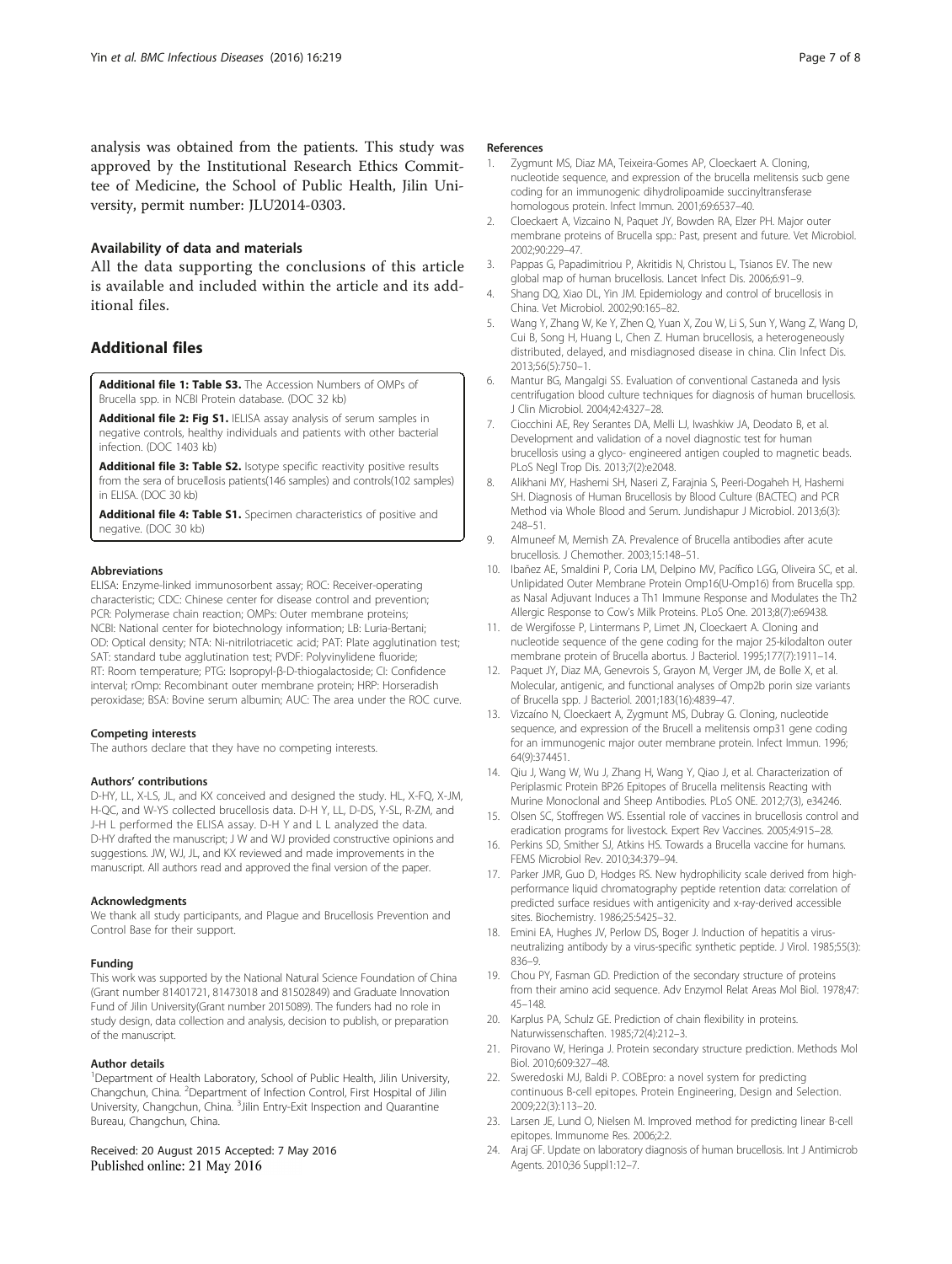analysis was obtained from the patients. This study was approved by the Institutional Research Ethics Committee of Medicine, the School of Public Health, Jilin University, permit number: JLU2014-0303.

### Availability of data and materials

All the data supporting the conclusions of this article is available and included within the article and its additional files.

## Additional files

**Additional file 1: Table S3.** The Accession Numbers of OMPs of Brucella spp. in NCBI Protein database. (DOC 32 kb)

**Additional file 2: Fig S1.** lELISA assay analysis of serum samples in negative controls, healthy individuals and patients with other bacterial infection. (DOC 1403 kb)

**Additional file 3: Table S2.** Isotype specific reactivity positive results from the sera of brucellosis patients(146 samples) and controls(102 samples) in ELISA. (DOC 30 kb)

**Additional file 4: Table S1.** Specimen characteristics of positive and negative. (DOC 30 kb)

#### Abbreviations

ELISA: Enzyme-linked immunosorbent assay; ROC: Receiver-operating characteristic; CDC: Chinese center for disease control and prevention; PCR: Polymerase chain reaction; OMPs: Outer membrane proteins; NCBI: National center for biotechnology information; LB: Luria-Bertani; OD: Optical density; NTA: Ni-nitrilotriacetic acid; PAT: Plate agglutination test; SAT: standard tube agglutination test; PVDF: Polyvinylidene fluoride; RT: Room temperature; PTG: Isopropyl-β-D-thiogalactoside; CI: Confidence interval; rOmp: Recombinant outer membrane protein; HRP: Horseradish peroxidase; BSA: Bovine serum albumin; AUC: The area under the ROC curve.

#### Competing interests

The authors declare that they have no competing interests.

#### Authors' contributions

D-HY, LL, X-LS, JL, and KX conceived and designed the study. HL, X-FQ, X-JM, H-QC, and W-YS collected brucellosis data. D-H Y, LL, D-DS, Y-SL, R-ZM, and J-H L performed the ELISA assay. D-H Y and L L analyzed the data. D-HY drafted the manuscript; J W and WJ provided constructive opinions and suggestions. JW, WJ, JL, and KX reviewed and made improvements in the manuscript. All authors read and approved the final version of the paper.

#### Acknowledgments

We thank all study participants, and Plague and Brucellosis Prevention and Control Base for their support.

#### Funding

This work was supported by the National Natural Science Foundation of China (Grant number 81401721, 81473018 and 81502849) and Graduate Innovation Fund of Jilin University(Grant number 2015089). The funders had no role in study design, data collection and analysis, decision to publish, or preparation of the manuscript.

#### Author details

[1]Department of Health Laboratory, School of Public Health, Jilin University, Changchun, China. [2]Department of Infection Control, First Hospital of Jilin University, Changchun, China. [3]Jilin Entry-Exit Inspection and Quarantine Bureau, Changchun, China.

Received: 20 August 2015 Accepted: 7 May 2016
Published online: 21 May 2016

#### References

1. Zygmunt MS, Diaz MA, Teixeira-Gomes AP, Cloeckaert A. Cloning, nucleotide sequence, and expression of the brucella melitensis sucb gene coding for an immunogenic dihydrolipoamide succinyltransferase homologous protein. Infect Immun. 2001;69:6537–40.
2. Cloeckaert A, Vizcaino N, Paquet JY, Bowden RA, Elzer PH. Major outer membrane proteins of Brucella spp.: Past, present and future. Vet Microbiol. 2002;90:229–47.
3. Pappas G, Papadimitriou P, Akritidis N, Christou L, Tsianos EV. The new global map of human brucellosis. Lancet Infect Dis. 2006;6:91–9.
4. Shang DQ, Xiao DL, Yin JM. Epidemiology and control of brucellosis in China. Vet Microbiol. 2002;90:165–82.
5. Wang Y, Zhang W, Ke Y, Zhen Q, Yuan X, Zou W, Li S, Sun Y, Wang Z, Wang D, Cui B, Song H, Huang L, Chen Z. Human brucellosis, a heterogeneously distributed, delayed, and misdiagnosed disease in china. Clin Infect Dis. 2013;56(5):750–1.
6. Mantur BG, Mangalgi SS. Evaluation of conventional Castaneda and lysis centrifugation blood culture techniques for diagnosis of human brucellosis. J Clin Microbiol. 2004;42:4327–28.
7. Ciocchini AE, Rey Serantes DA, Melli LJ, Iwashkiw JA, Deodato B, et al. Development and validation of a novel diagnostic test for human brucellosis using a glyco- engineered antigen coupled to magnetic beads. PLoS Negl Trop Dis. 2013;7(2):e2048.
8. Alikhani MY, Hashemi SH, Naseri Z, Farajnia S, Peeri-Dogaheh H, Hashemi SH. Diagnosis of Human Brucellosis by Blood Culture (BACTEC) and PCR Method via Whole Blood and Serum. Jundishapur J Microbiol. 2013;6(3): 248–51.
9. Almuneef M, Memish ZA. Prevalence of Brucella antibodies after acute brucellosis. J Chemother. 2003;15:148–51.
10. Ibañez AE, Smaldini P, Coria LM, Delpino MV, Pacífico LGG, Oliveira SC, et al. Unlipidated Outer Membrane Protein Omp16(U-Omp16) from Brucella spp. as Nasal Adjuvant Induces a Th1 Immune Response and Modulates the Th2 Allergic Response to Cow's Milk Proteins. PLoS One. 2013;8(7):e69438.
11. de Wergifosse P, Lintermans P, Limet JN, Cloeckaert A. Cloning and nucleotide sequence of the gene coding for the major 25-kilodalton outer membrane protein of Brucella abortus. J Bacteriol. 1995;177(7):1911–14.
12. Paquet JY, Diaz MA, Genevrois S, Grayon M, Verger JM, de Bolle X, et al. Molecular, antigenic, and functional analyses of Omp2b porin size variants of Brucella spp. J Bacteriol. 2001;183(16):4839–47.
13. Vizcaíno N, Cloeckaert A, Zygmunt MS, Dubray G. Cloning, nucleotide sequence, and expression of the Brucell a melitensis omp31 gene coding for an immunogenic major outer membrane protein. Infect Immun. 1996; 64(9):374451.
14. Qiu J, Wang W, Wu J, Zhang H, Wang Y, Qiao J, et al. Characterization of Periplasmic Protein BP26 Epitopes of Brucella melitensis Reacting with Murine Monoclonal and Sheep Antibodies. PLoS ONE. 2012;7(3), e34246.
15. Olsen SC, Stoffregen WS. Essential role of vaccines in brucellosis control and eradication programs for livestock. Expert Rev Vaccines. 2005;4:915–28.
16. Perkins SD, Smither SJ, Atkins HS. Towards a Brucella vaccine for humans. FEMS Microbiol Rev. 2010;34:379–94.
17. Parker JMR, Guo D, Hodges RS. New hydrophilicity scale derived from high-performance liquid chromatography peptide retention data: correlation of predicted surface residues with antigenicity and x-ray-derived accessible sites. Biochemistry. 1986;25:5425–32.
18. Emini EA, Hughes JV, Perlow DS, Boger J. Induction of hepatitis a virus-neutralizing antibody by a virus-specific synthetic peptide. J Virol. 1985;55(3): 836–9.
19. Chou PY, Fasman GD. Prediction of the secondary structure of proteins from their amino acid sequence. Adv Enzymol Relat Areas Mol Biol. 1978;47: 45–148.
20. Karplus PA, Schulz GE. Prediction of chain flexibility in proteins. Naturwissenschaften. 1985;72(4):212–3.
21. Pirovano W, Heringa J. Protein secondary structure prediction. Methods Mol Biol. 2010;609:327–48.
22. Sweredoski MJ, Baldi P. COBEpro: a novel system for predicting continuous B-cell epitopes. Protein Engineering, Design and Selection. 2009;22(3):113–20.
23. Larsen JE, Lund O, Nielsen M. Improved method for predicting linear B-cell epitopes. Immunome Res. 2006;2:2.
24. Araj GF. Update on laboratory diagnosis of human brucellosis. Int J Antimicrob Agents. 2010;36 Suppl1:12–7.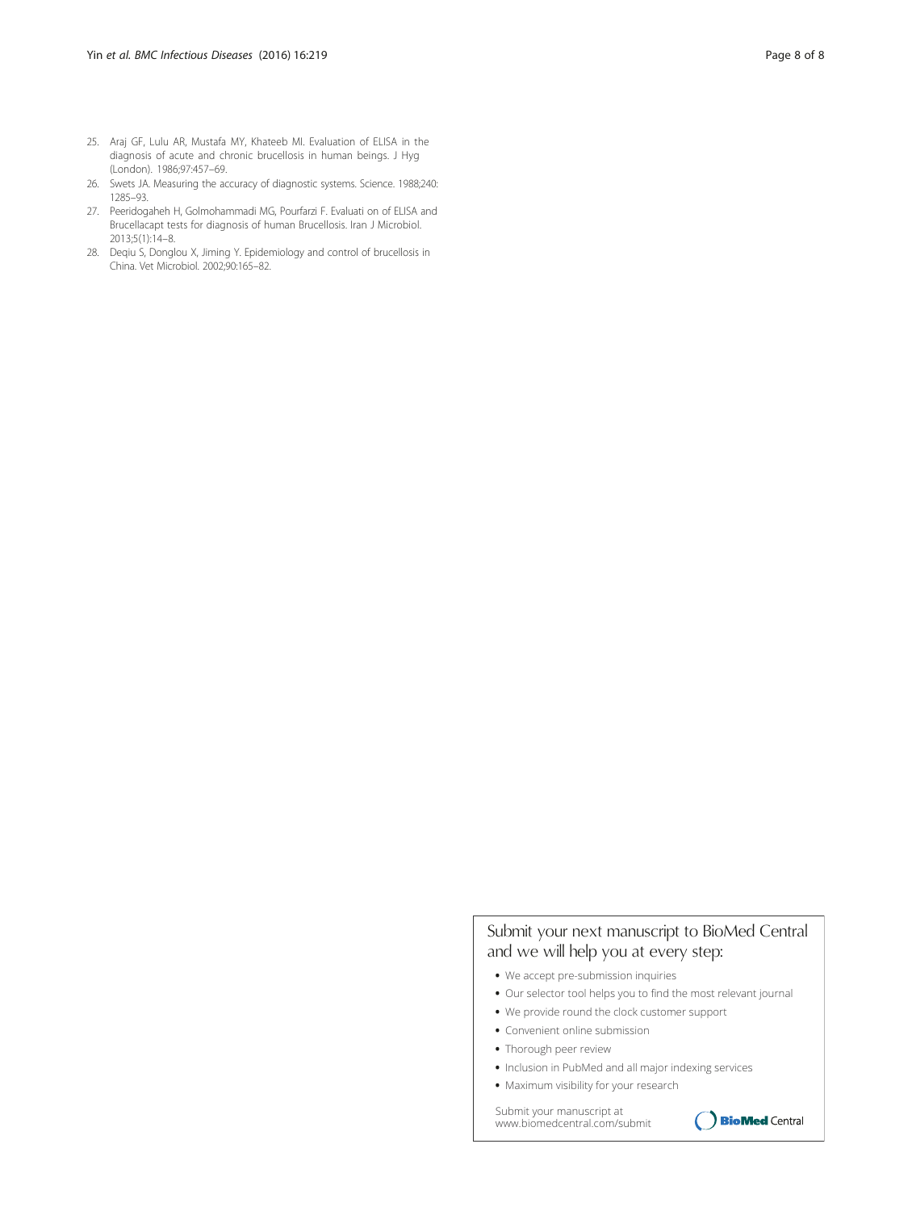25. Araj GF, Lulu AR, Mustafa MY, Khateeb MI. Evaluation of ELISA in the diagnosis of acute and chronic brucellosis in human beings. J Hyg (London). 1986;97:457–69.
26. Swets JA. Measuring the accuracy of diagnostic systems. Science. 1988;240: 1285–93.
27. Peeridogaheh H, Golmohammadi MG, Pourfarzi F. Evaluati on of ELISA and Brucellacapt tests for diagnosis of human Brucellosis. Iran J Microbiol. 2013;5(1):14–8.
28. Deqiu S, Donglou X, Jiming Y. Epidemiology and control of brucellosis in China. Vet Microbiol. 2002;90:165–82.

Submit your next manuscript to BioMed Central and we will help you at every step:

- We accept pre-submission inquiries
- Our selector tool helps you to find the most relevant journal
- We provide round the clock customer support
- Convenient online submission
- Thorough peer review
- Inclusion in PubMed and all major indexing services
- Maximum visibility for your research

Submit your manuscript at www.biomedcentral.com/submit

BioMed Central